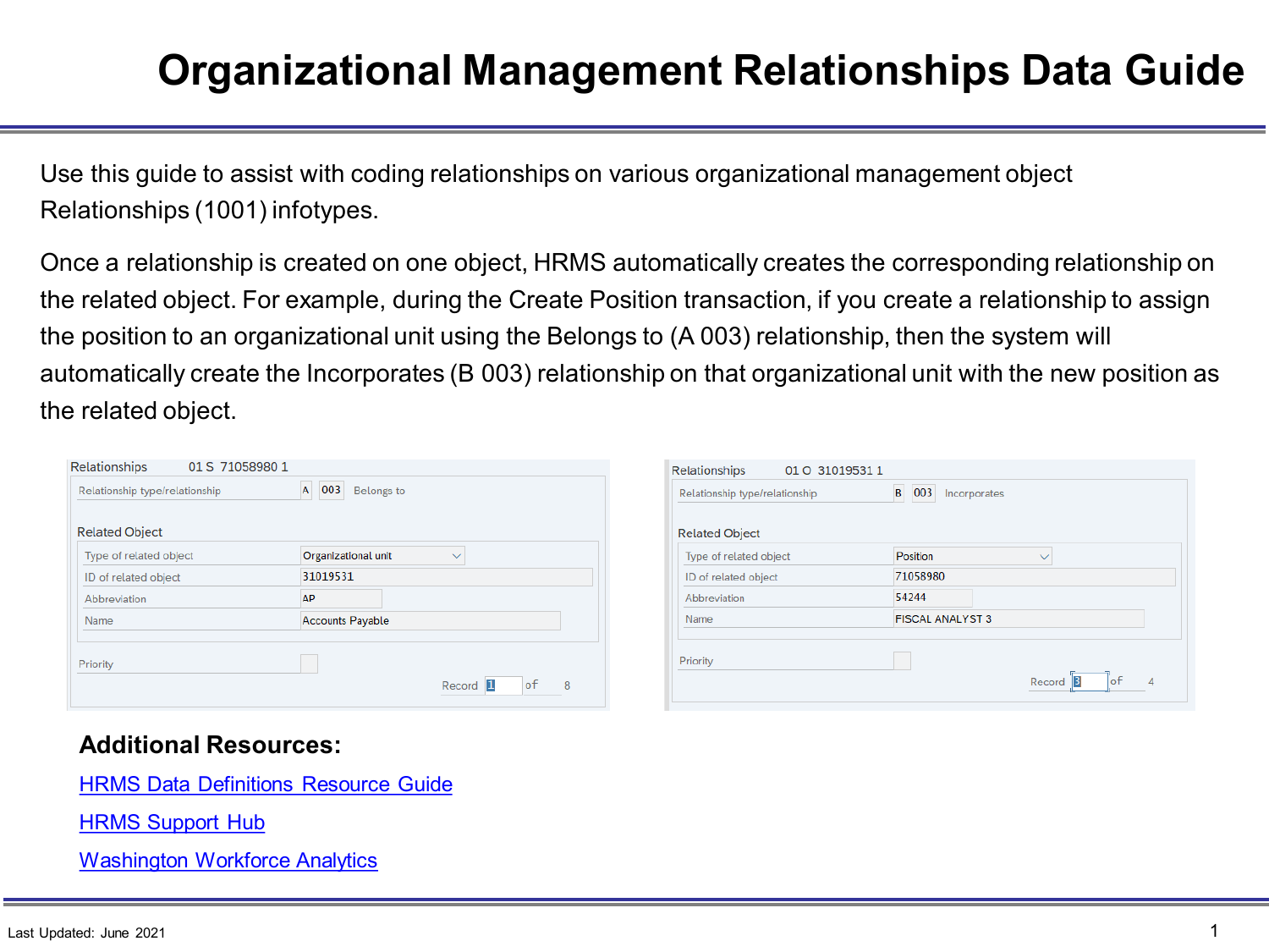# Organizational Management Relationships Data Guide

Use this guide to assist with coding relationships on various organizational management object Relationships (1001) infotypes.

Once a relationship is created on one object, HRMS automatically creates the corresponding relationship on the related object. For example, during the Create Position transaction, if you create a relationship to assign the position to an organizational unit using the Belongs to (A 003) relationship, then the system will automatically create the Incorporates (B 003) relationship on that organizational unit with the new position as the related object.

Relationships 01 S 71058980 1

| Field | Value |
| --- | --- |
| Relationship type/relationship | A 003 Belongs to |
| **Related Object** | |
| Type of related object | Organizational unit |
| ID of related object | 31019531 |
| Abbreviation | AP |
| Name | Accounts Payable |
| Priority | |

Record 1 of 8

Relationships 01 O 31019531 1

| Field | Value |
| --- | --- |
| Relationship type/relationship | B 003 Incorporates |
| **Related Object** | |
| Type of related object | Position |
| ID of related object | 71058980 |
| Abbreviation | 54244 |
| Name | FISCAL ANALYST 3 |
| Priority | |

Record 3 of 4

## Additional Resources:

[HRMS Data Definitions Resource Guide]

[HRMS Support Hub]

[Washington Workforce Analytics]

Last Updated: June 2021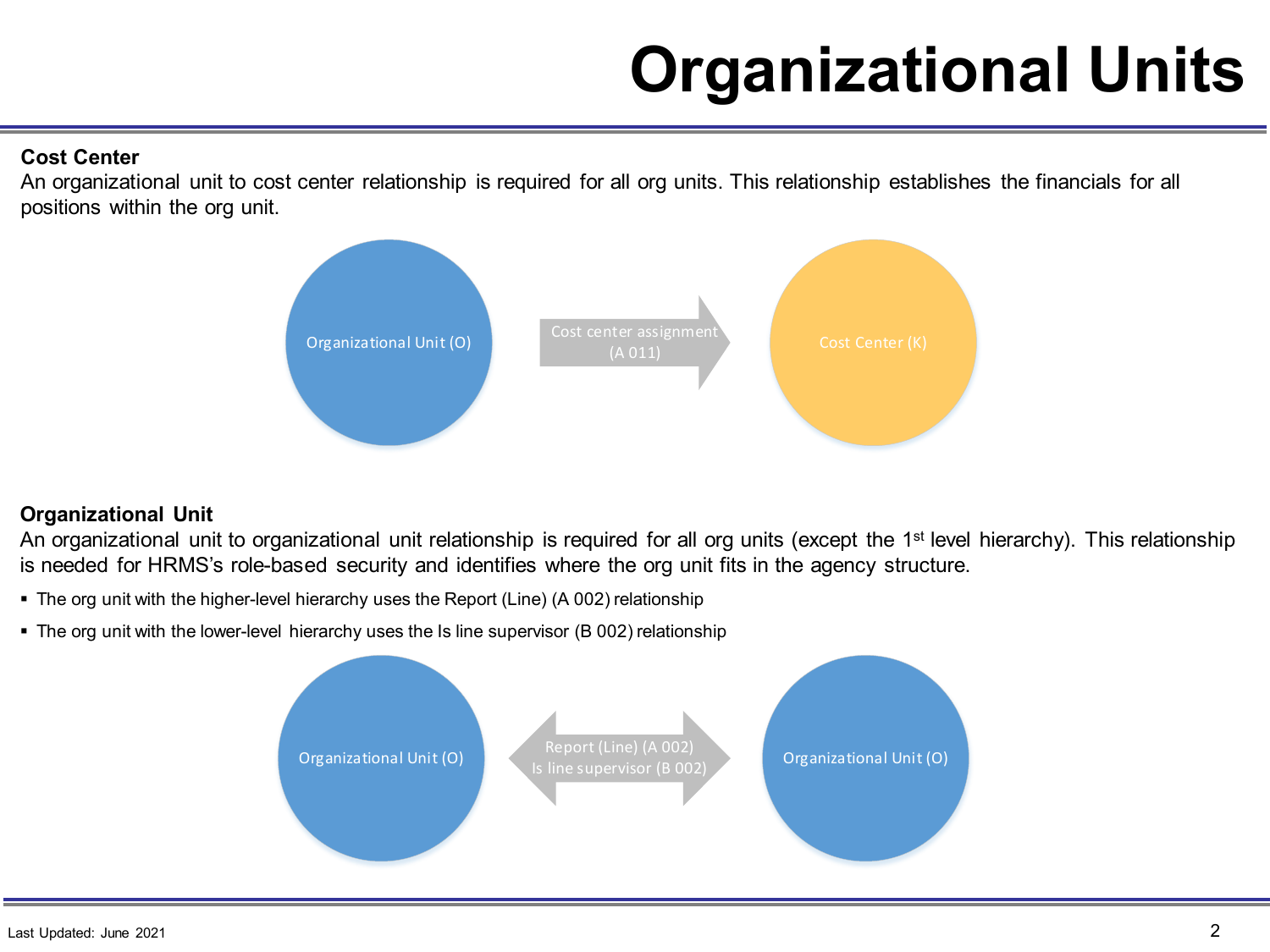# Organizational Units

**Cost Center**

An organizational unit to cost center relationship is required for all org units. This relationship establishes the financials for all positions within the org unit.

Organizational Unit (O) → Cost center assignment (A 011) → Cost Center (K)

**Organizational Unit**

An organizational unit to organizational unit relationship is required for all org units (except the 1st level hierarchy). This relationship is needed for HRMS's role-based security and identifies where the org unit fits in the agency structure.

- The org unit with the higher-level hierarchy uses the Report (Line) (A 002) relationship
- The org unit with the lower-level hierarchy uses the Is line supervisor (B 002) relationship

Organizational Unit (O) ↔ Report (Line) (A 002) / Is line supervisor (B 002) ↔ Organizational Unit (O)

Last Updated: June 2021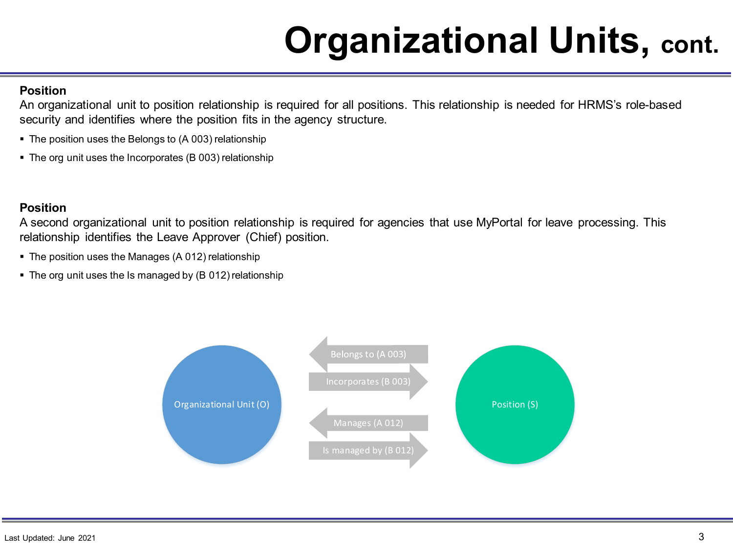# Organizational Units, cont.

**Position**

An organizational unit to position relationship is required for all positions. This relationship is needed for HRMS's role-based security and identifies where the position fits in the agency structure.

- The position uses the Belongs to (A 003) relationship
- The org unit uses the Incorporates (B 003) relationship

**Position**

A second organizational unit to position relationship is required for agencies that use MyPortal for leave processing. This relationship identifies the Leave Approver (Chief) position.

- The position uses the Manages (A 012) relationship
- The org unit uses the Is managed by (B 012) relationship

Organizational Unit (O)

Belongs to (A 003)

Incorporates (B 003)

Manages (A 012)

Is managed by (B 012)

Position (S)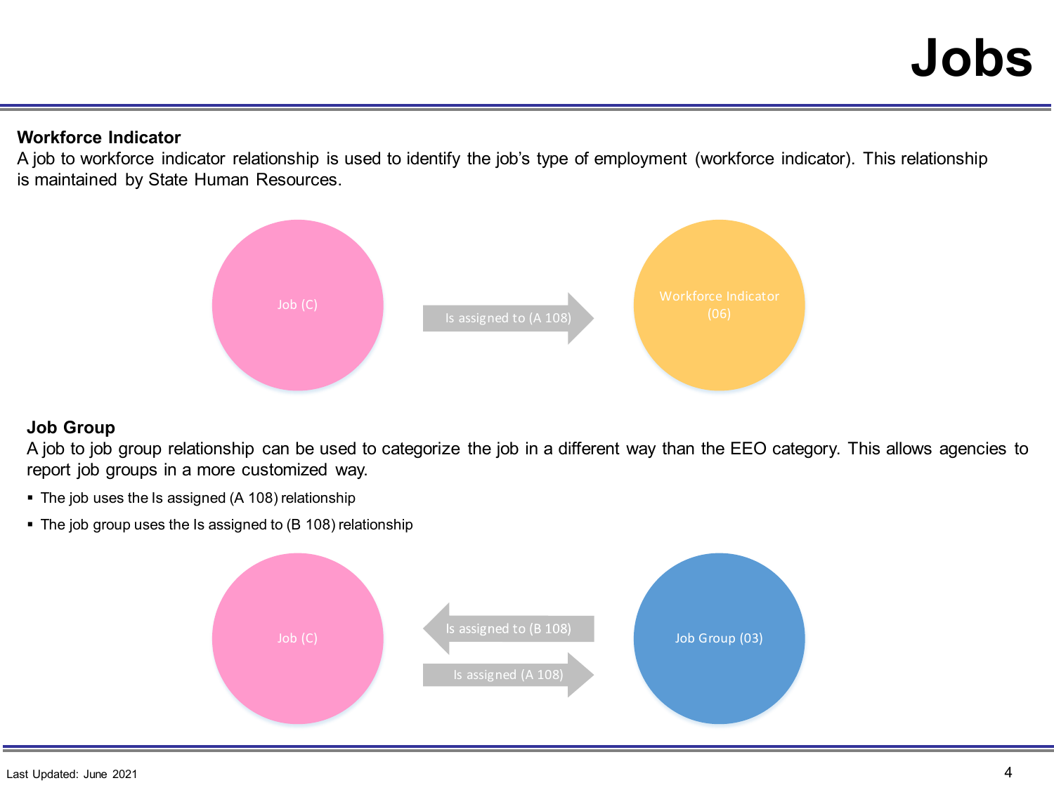# Jobs

**Workforce Indicator**

A job to workforce indicator relationship is used to identify the job's type of employment (workforce indicator). This relationship is maintained by State Human Resources.

Job (C) → Is assigned to (A 108) → Workforce Indicator (06)

**Job Group**

A job to job group relationship can be used to categorize the job in a different way than the EEO category. This allows agencies to report job groups in a more customized way.

- The job uses the Is assigned (A 108) relationship
- The job group uses the Is assigned to (B 108) relationship

Job (C) ← Is assigned to (B 108) ← Job Group (03)

Job (C) → Is assigned (A 108) → Job Group (03)

Last Updated: June 2021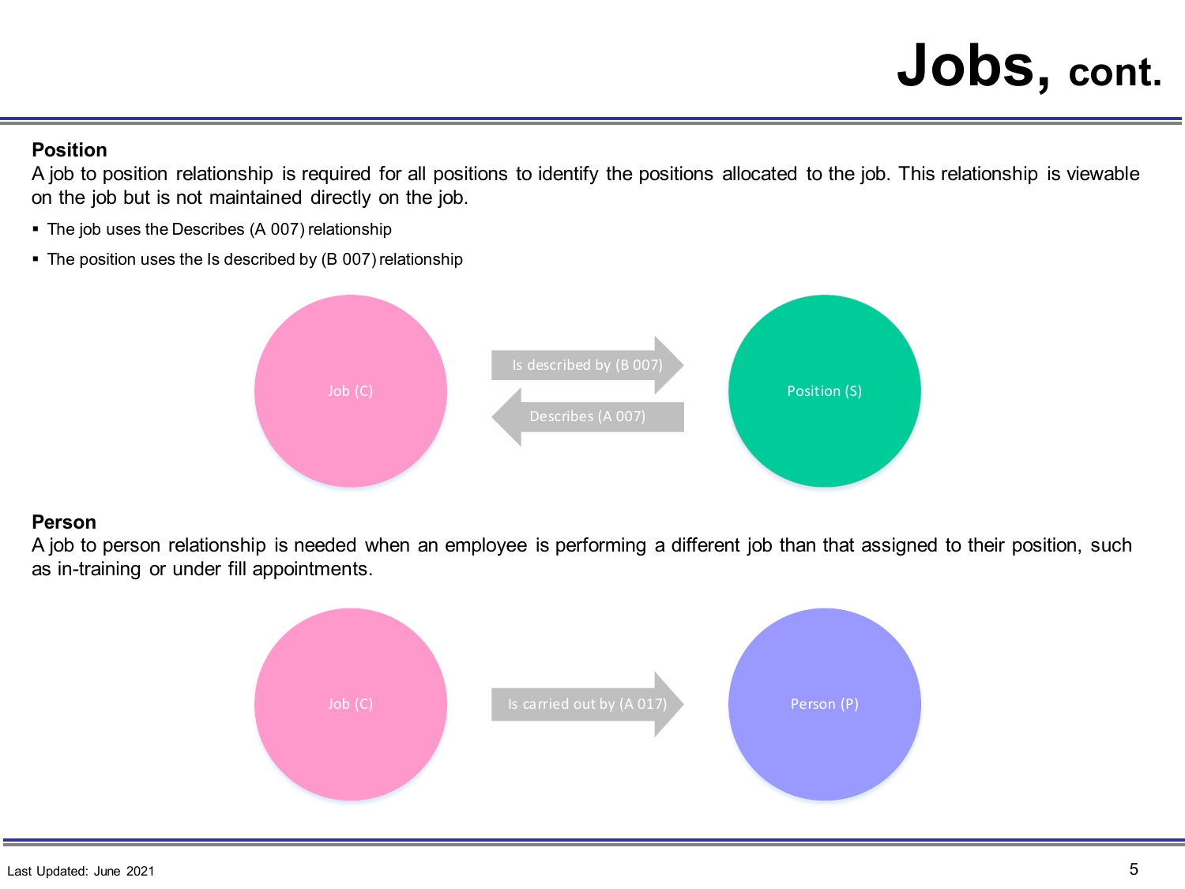# Jobs, cont.

**Position**

A job to position relationship is required for all positions to identify the positions allocated to the job. This relationship is viewable on the job but is not maintained directly on the job.

- The job uses the Describes (A 007) relationship
- The position uses the Is described by (B 007) relationship

Job (C)

Is described by (B 007)

Describes (A 007)

Position (S)

**Person**

A job to person relationship is needed when an employee is performing a different job than that assigned to their position, such as in-training or under fill appointments.

Job (C)

Is carried out by (A 017)

Person (P)

Last Updated: June 2021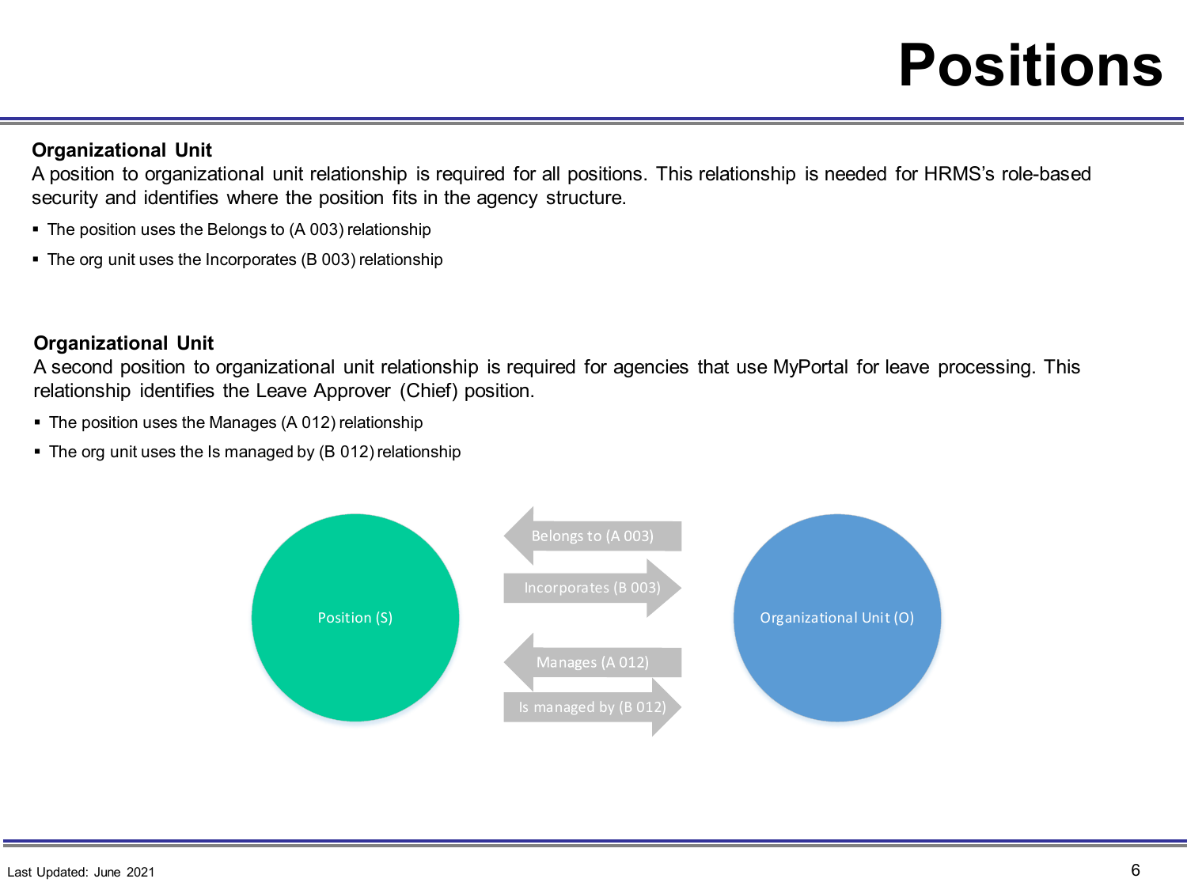# Positions

**Organizational Unit**

A position to organizational unit relationship is required for all positions. This relationship is needed for HRMS's role-based security and identifies where the position fits in the agency structure.

- The position uses the Belongs to (A 003) relationship
- The org unit uses the Incorporates (B 003) relationship

**Organizational Unit**

A second position to organizational unit relationship is required for agencies that use MyPortal for leave processing. This relationship identifies the Leave Approver (Chief) position.

- The position uses the Manages (A 012) relationship
- The org unit uses the Is managed by (B 012) relationship

Position (S)

Belongs to (A 003)

Incorporates (B 003)

Manages (A 012)

Is managed by (B 012)

Organizational Unit (O)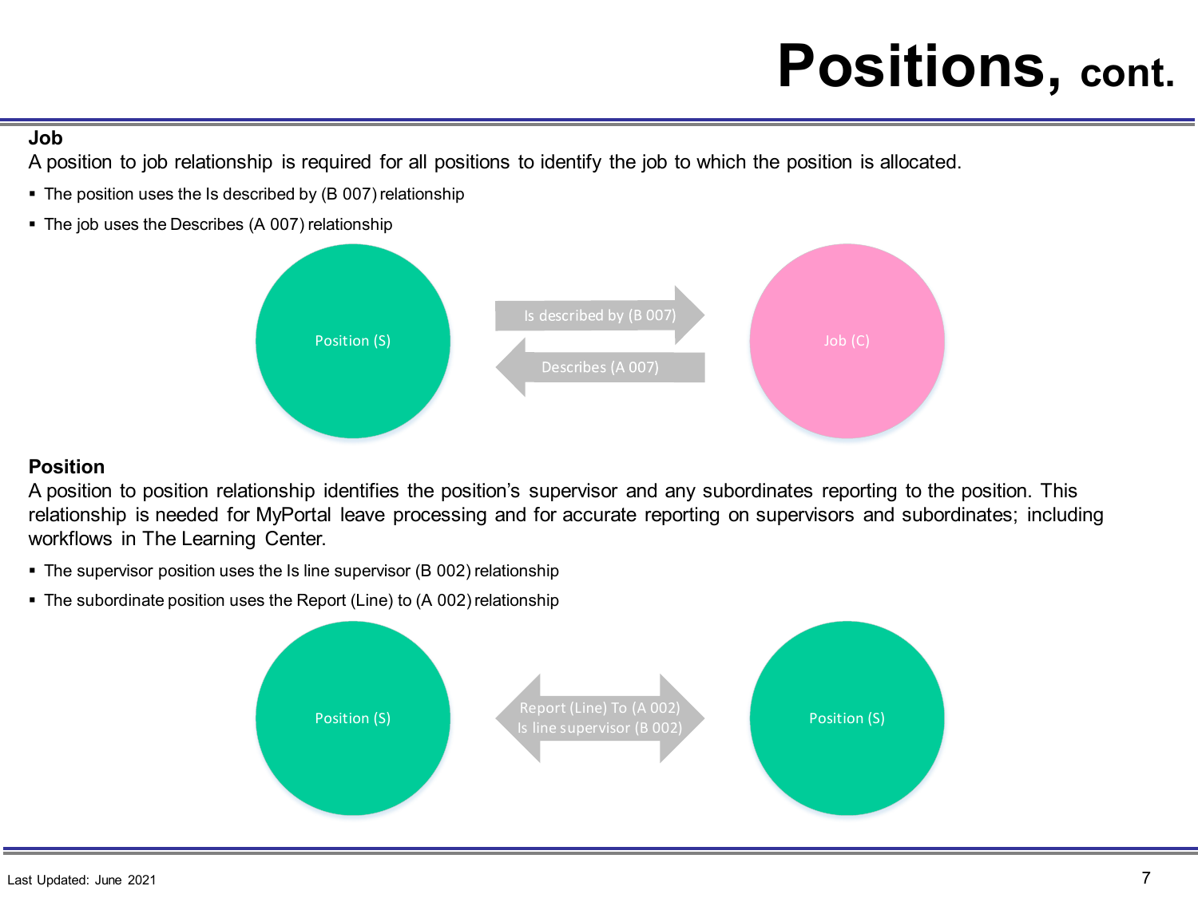# Positions, cont.

**Job**

A position to job relationship is required for all positions to identify the job to which the position is allocated.

- The position uses the Is described by (B 007) relationship
- The job uses the Describes (A 007) relationship

Position (S)

Is described by (B 007)

Describes (A 007)

Job (C)

**Position**

A position to position relationship identifies the position's supervisor and any subordinates reporting to the position. This relationship is needed for MyPortal leave processing and for accurate reporting on supervisors and subordinates; including workflows in The Learning Center.

- The supervisor position uses the Is line supervisor (B 002) relationship
- The subordinate position uses the Report (Line) to (A 002) relationship

Position (S)

Report (Line) To (A 002)
Is line supervisor (B 002)

Position (S)

Last Updated: June 2021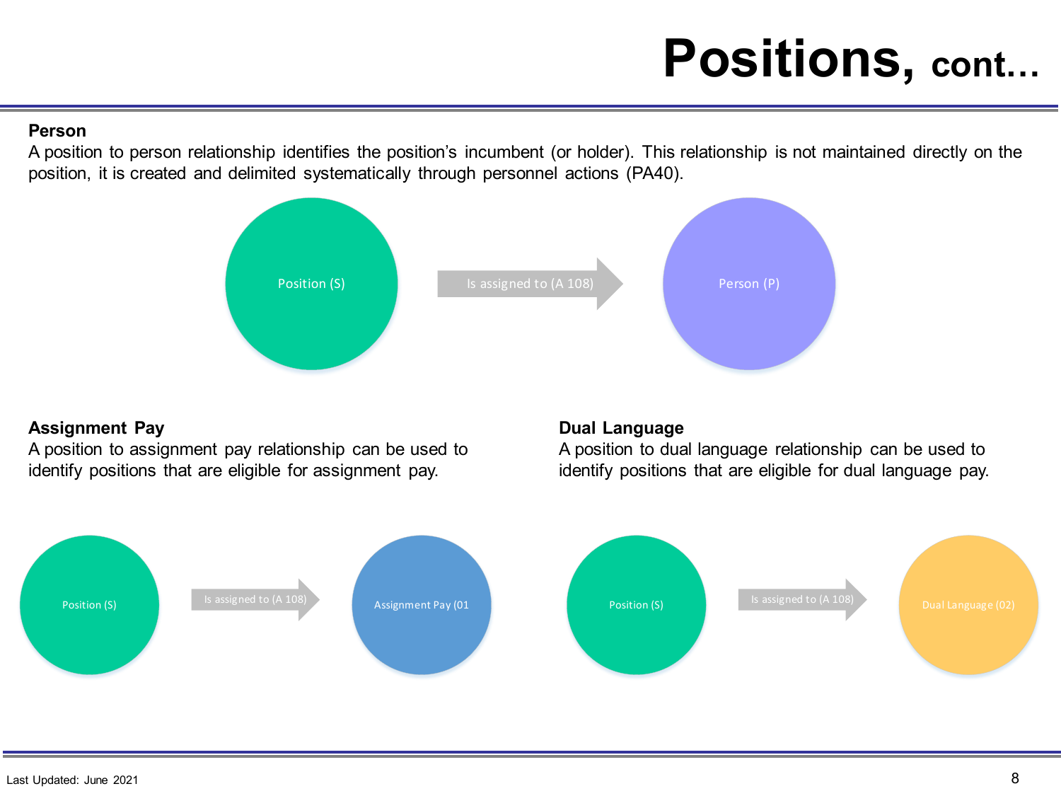# Positions, cont…

**Person**

A position to person relationship identifies the position's incumbent (or holder). This relationship is not maintained directly on the position, it is created and delimited systematically through personnel actions (PA40).

Position (S) → Is assigned to (A 108) → Person (P)

**Assignment Pay**

A position to assignment pay relationship can be used to identify positions that are eligible for assignment pay.

Position (S) → Is assigned to (A 108) → Assignment Pay (01

**Dual Language**

A position to dual language relationship can be used to identify positions that are eligible for dual language pay.

Position (S) → Is assigned to (A 108) → Dual Language (02)

Last Updated: June 2021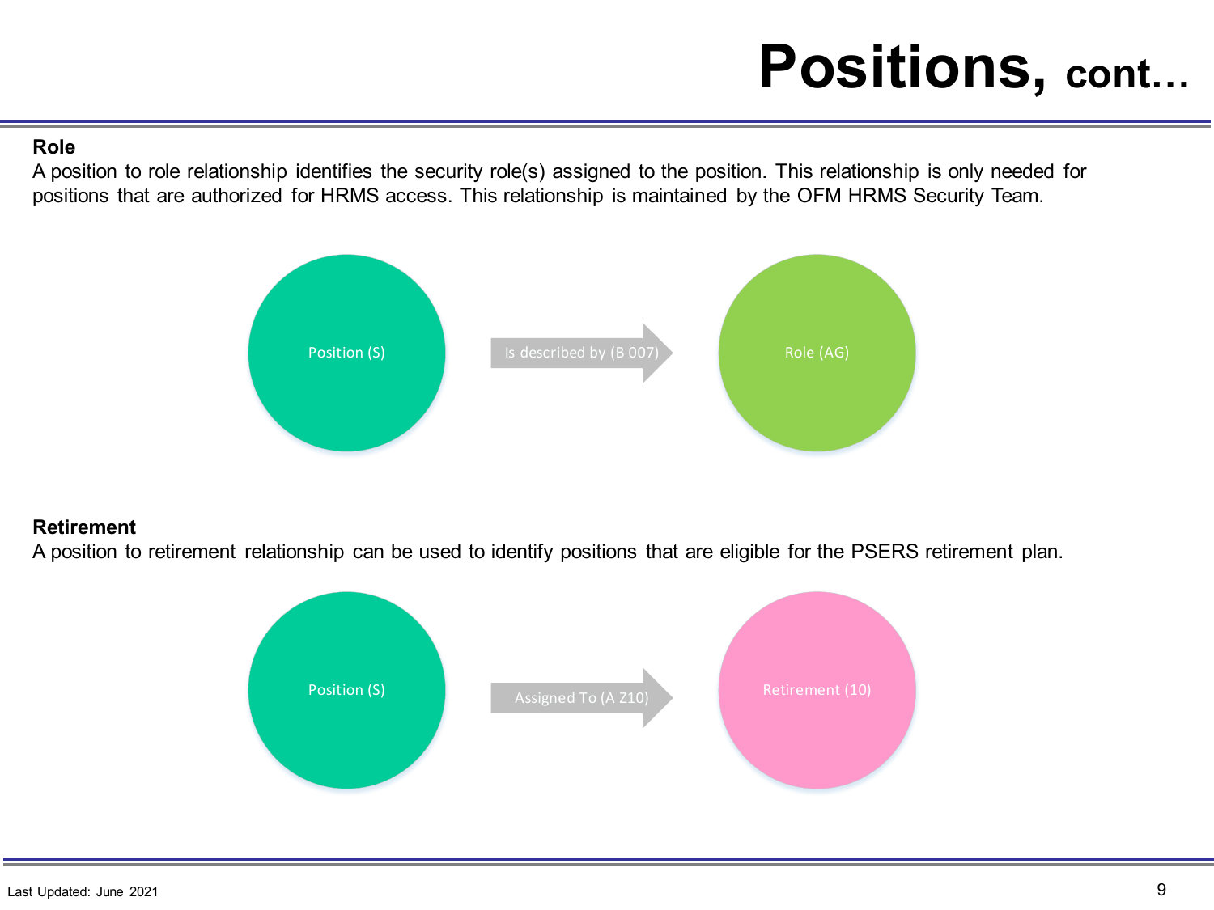# Positions, cont…

**Role**

A position to role relationship identifies the security role(s) assigned to the position. This relationship is only needed for positions that are authorized for HRMS access. This relationship is maintained by the OFM HRMS Security Team.

Position (S) → Is described by (B 007) → Role (AG)

**Retirement**

A position to retirement relationship can be used to identify positions that are eligible for the PSERS retirement plan.

Position (S) → Assigned To (A Z10) → Retirement (10)

Last Updated: June 2021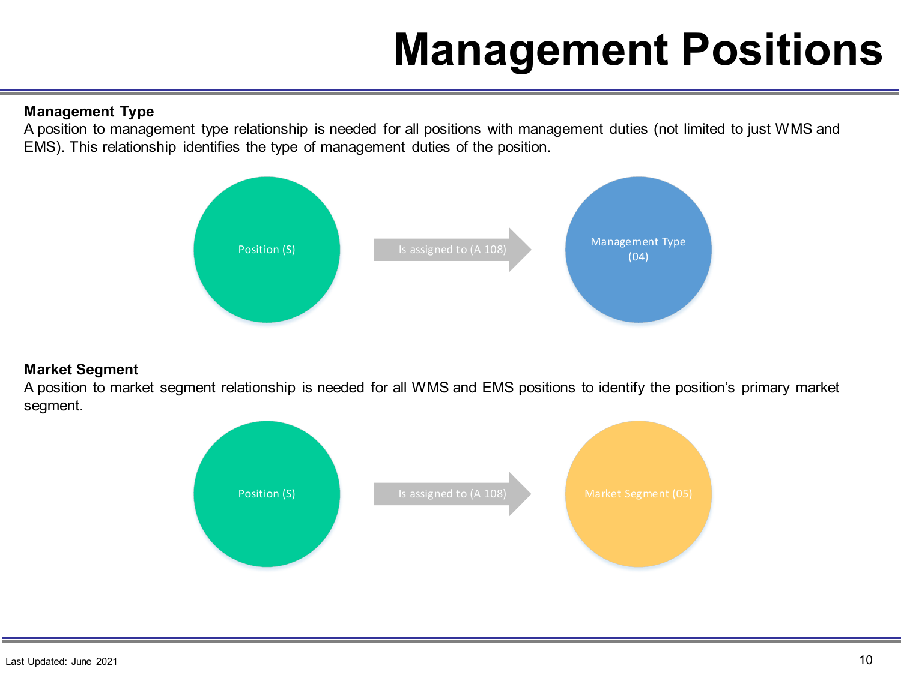# Management Positions

**Management Type**

A position to management type relationship is needed for all positions with management duties (not limited to just WMS and EMS). This relationship identifies the type of management duties of the position.

Position (S) → Is assigned to (A 108) → Management Type (04)

**Market Segment**

A position to market segment relationship is needed for all WMS and EMS positions to identify the position's primary market segment.

Position (S) → Is assigned to (A 108) → Market Segment (05)

Last Updated: June 2021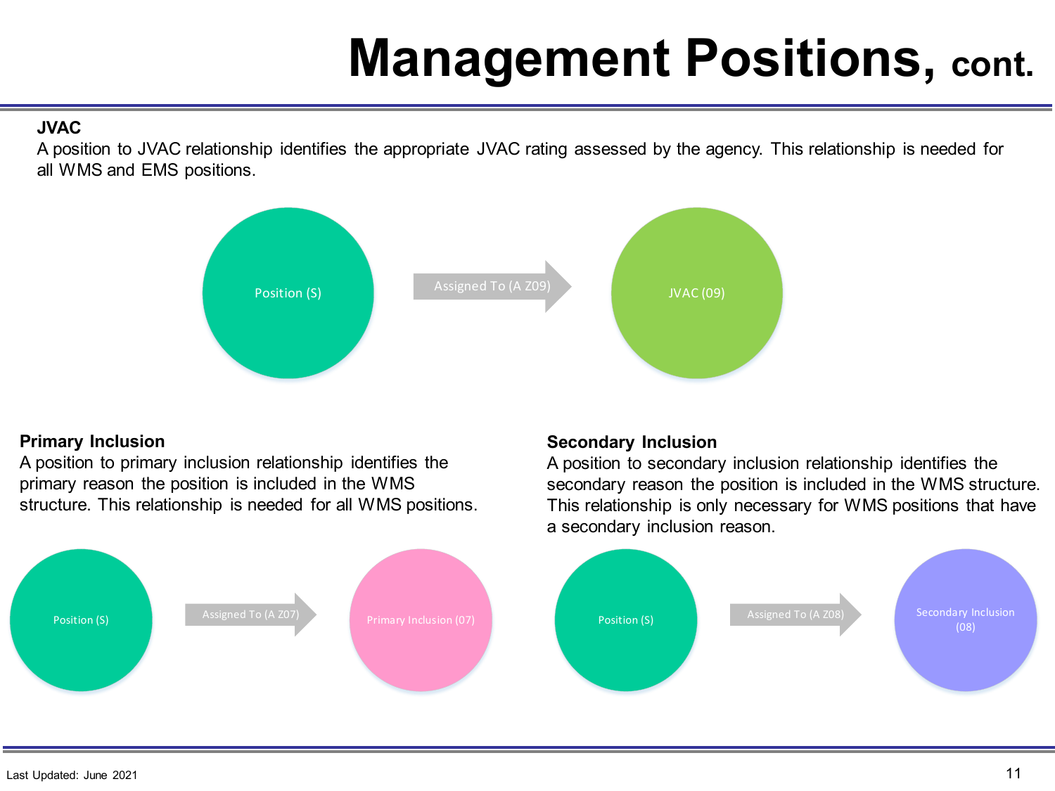# Management Positions, cont.

**JVAC**

A position to JVAC relationship identifies the appropriate JVAC rating assessed by the agency. This relationship is needed for all WMS and EMS positions.

Position (S)

Assigned To (A Z09)

JVAC (09)

**Primary Inclusion**

A position to primary inclusion relationship identifies the primary reason the position is included in the WMS structure. This relationship is needed for all WMS positions.

Position (S)

Assigned To (A Z07)

Primary Inclusion (07)

**Secondary Inclusion**

A position to secondary inclusion relationship identifies the secondary reason the position is included in the WMS structure. This relationship is only necessary for WMS positions that have a secondary inclusion reason.

Position (S)

Assigned To (A Z08)

Secondary Inclusion (08)

Last Updated: June 2021